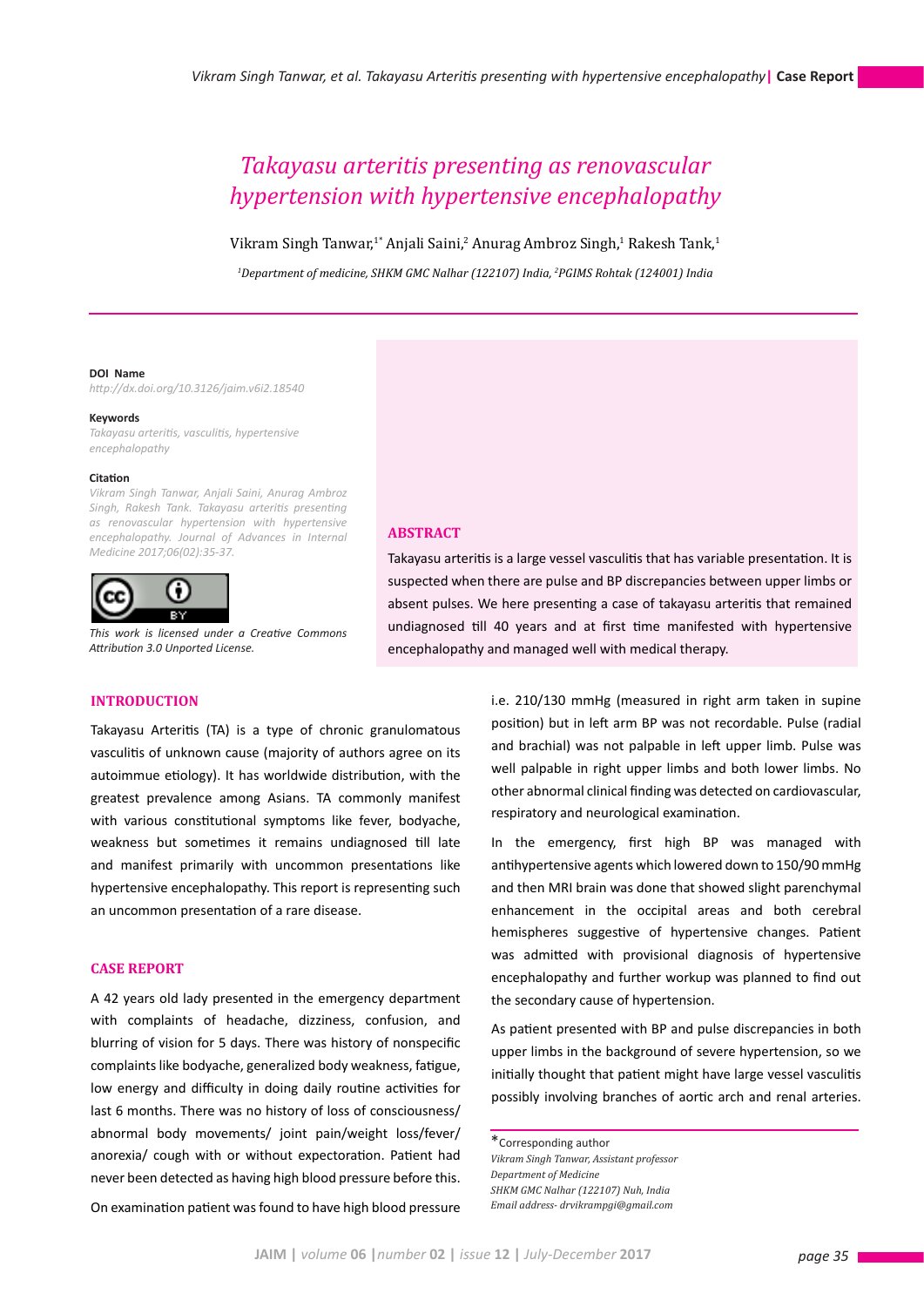# Takayasu arteritis presenting as renovascular hypertension with hypertensive encephalopathy

Vikram Singh Tanwar,[1*] Anjali Saini,[2] Anurag Ambroz Singh,[1] Rakesh Tank,[1]

[1]Department of medicine, SHKM GMC Nalhar (122107) India, [2]PGIMS Rohtak (124001) India

**DOI Name**
http://dx.doi.org/10.3126/jaim.v6i2.18540

**Keywords**
Takayasu arteritis, vasculitis, hypertensive encephalopathy

**Citation**
Vikram Singh Tanwar, Anjali Saini, Anurag Ambroz Singh, Rakesh Tank. Takayasu arteritis presenting as renovascular hypertension with hypertensive encephalopathy. Journal of Advances in Internal Medicine 2017;06(02):35-37.

*This work is licensed under a Creative Commons Attribution 3.0 Unported License.*

## ABSTRACT

Takayasu arteritis is a large vessel vasculitis that has variable presentation. It is suspected when there are pulse and BP discrepancies between upper limbs or absent pulses. We here presenting a case of takayasu arteritis that remained undiagnosed till 40 years and at first time manifested with hypertensive encephalopathy and managed well with medical therapy.

## INTRODUCTION

Takayasu Arteritis (TA) is a type of chronic granulomatous vasculitis of unknown cause (majority of authors agree on its autoimmue etiology). It has worldwide distribution, with the greatest prevalence among Asians. TA commonly manifest with various constitutional symptoms like fever, bodyache, weakness but sometimes it remains undiagnosed till late and manifest primarily with uncommon presentations like hypertensive encephalopathy. This report is representing such an uncommon presentation of a rare disease.

## CASE REPORT

A 42 years old lady presented in the emergency department with complaints of headache, dizziness, confusion, and blurring of vision for 5 days. There was history of nonspecific complaints like bodyache, generalized body weakness, fatigue, low energy and difficulty in doing daily routine activities for last 6 months. There was no history of loss of consciousness/ abnormal body movements/ joint pain/weight loss/fever/ anorexia/ cough with or without expectoration. Patient had never been detected as having high blood pressure before this.

On examination patient was found to have high blood pressure i.e. 210/130 mmHg (measured in right arm taken in supine position) but in left arm BP was not recordable. Pulse (radial and brachial) was not palpable in left upper limb. Pulse was well palpable in right upper limbs and both lower limbs. No other abnormal clinical finding was detected on cardiovascular, respiratory and neurological examination.

In the emergency, first high BP was managed with antihypertensive agents which lowered down to 150/90 mmHg and then MRI brain was done that showed slight parenchymal enhancement in the occipital areas and both cerebral hemispheres suggestive of hypertensive changes. Patient was admitted with provisional diagnosis of hypertensive encephalopathy and further workup was planned to find out the secondary cause of hypertension.

As patient presented with BP and pulse discrepancies in both upper limbs in the background of severe hypertension, so we initially thought that patient might have large vessel vasculitis possibly involving branches of aortic arch and renal arteries.

*Corresponding author
*Vikram Singh Tanwar, Assistant professor*
*Department of Medicine*
*SHKM GMC Nalhar (122107) Nuh, India*
*Email address- drvikrampgi@gmail.com*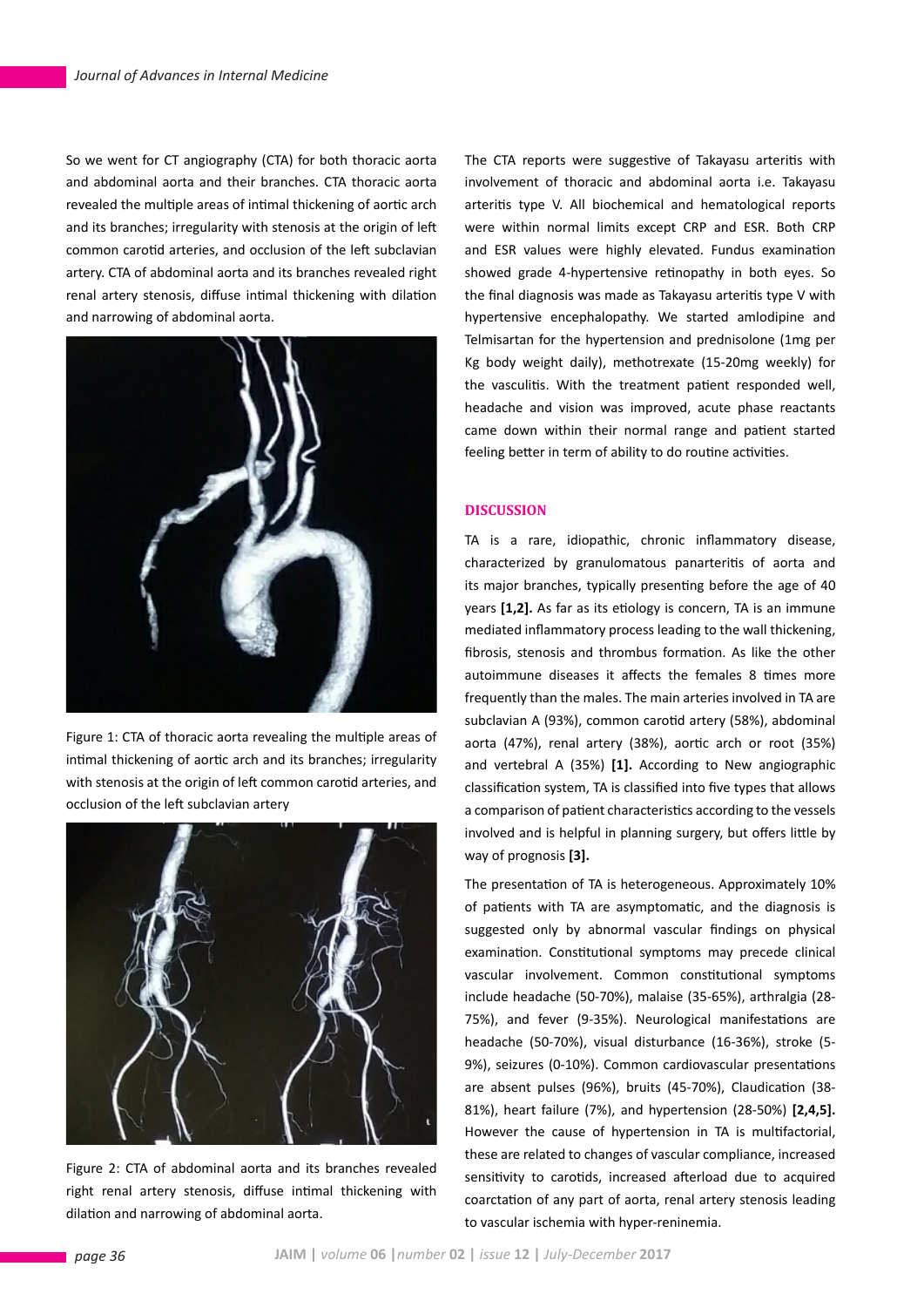So we went for CT angiography (CTA) for both thoracic aorta and abdominal aorta and their branches. CTA thoracic aorta revealed the multiple areas of intimal thickening of aortic arch and its branches; irregularity with stenosis at the origin of left common carotid arteries, and occlusion of the left subclavian artery. CTA of abdominal aorta and its branches revealed right renal artery stenosis, diffuse intimal thickening with dilation and narrowing of abdominal aorta.

Figure 1: CTA of thoracic aorta revealing the multiple areas of intimal thickening of aortic arch and its branches; irregularity with stenosis at the origin of left common carotid arteries, and occlusion of the left subclavian artery

Figure 2: CTA of abdominal aorta and its branches revealed right renal artery stenosis, diffuse intimal thickening with dilation and narrowing of abdominal aorta.

The CTA reports were suggestive of Takayasu arteritis with involvement of thoracic and abdominal aorta i.e. Takayasu arteritis type V. All biochemical and hematological reports were within normal limits except CRP and ESR. Both CRP and ESR values were highly elevated. Fundus examination showed grade 4-hypertensive retinopathy in both eyes. So the final diagnosis was made as Takayasu arteritis type V with hypertensive encephalopathy. We started amlodipine and Telmisartan for the hypertension and prednisolone (1mg per Kg body weight daily), methotrexate (15-20mg weekly) for the vasculitis. With the treatment patient responded well, headache and vision was improved, acute phase reactants came down within their normal range and patient started feeling better in term of ability to do routine activities.

## DISCUSSION

TA is a rare, idiopathic, chronic inflammatory disease, characterized by granulomatous panarteritis of aorta and its major branches, typically presenting before the age of 40 years **[1,2].** As far as its etiology is concern, TA is an immune mediated inflammatory process leading to the wall thickening, fibrosis, stenosis and thrombus formation. As like the other autoimmune diseases it affects the females 8 times more frequently than the males. The main arteries involved in TA are subclavian A (93%), common carotid artery (58%), abdominal aorta (47%), renal artery (38%), aortic arch or root (35%) and vertebral A (35%) **[1].** According to New angiographic classification system, TA is classified into five types that allows a comparison of patient characteristics according to the vessels involved and is helpful in planning surgery, but offers little by way of prognosis **[3].**

The presentation of TA is heterogeneous. Approximately 10% of patients with TA are asymptomatic, and the diagnosis is suggested only by abnormal vascular findings on physical examination. Constitutional symptoms may precede clinical vascular involvement. Common constitutional symptoms include headache (50-70%), malaise (35-65%), arthralgia (28-75%), and fever (9-35%). Neurological manifestations are headache (50-70%), visual disturbance (16-36%), stroke (5-9%), seizures (0-10%). Common cardiovascular presentations are absent pulses (96%), bruits (45-70%), Claudication (38-81%), heart failure (7%), and hypertension (28-50%) **[2,4,5].** However the cause of hypertension in TA is multifactorial, these are related to changes of vascular compliance, increased sensitivity to carotids, increased afterload due to acquired coarctation of any part of aorta, renal artery stenosis leading to vascular ischemia with hyper-reninemia.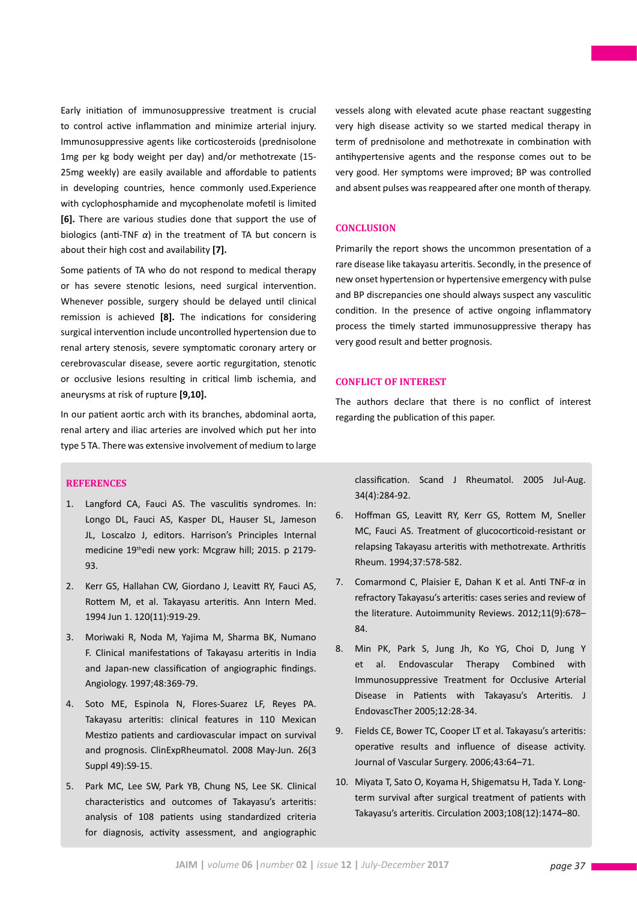Early initiation of immunosuppressive treatment is crucial to control active inflammation and minimize arterial injury. Immunosuppressive agents like corticosteroids (prednisolone 1mg per kg body weight per day) and/or methotrexate (15-25mg weekly) are easily available and affordable to patients in developing countries, hence commonly used.Experience with cyclophosphamide and mycophenolate mofetil is limited **[6].** There are various studies done that support the use of biologics (anti-TNF $\alpha$) in the treatment of TA but concern is about their high cost and availability **[7].**

Some patients of TA who do not respond to medical therapy or has severe stenotic lesions, need surgical intervention. Whenever possible, surgery should be delayed until clinical remission is achieved **[8].** The indications for considering surgical intervention include uncontrolled hypertension due to renal artery stenosis, severe symptomatic coronary artery or cerebrovascular disease, severe aortic regurgitation, stenotic or occlusive lesions resulting in critical limb ischemia, and aneurysms at risk of rupture **[9,10].**

In our patient aortic arch with its branches, abdominal aorta, renal artery and iliac arteries are involved which put her into type 5 TA. There was extensive involvement of medium to large vessels along with elevated acute phase reactant suggesting very high disease activity so we started medical therapy in term of prednisolone and methotrexate in combination with antihypertensive agents and the response comes out to be very good. Her symptoms were improved; BP was controlled and absent pulses was reappeared after one month of therapy.

## CONCLUSION

Primarily the report shows the uncommon presentation of a rare disease like takayasu arteritis. Secondly, in the presence of new onset hypertension or hypertensive emergency with pulse and BP discrepancies one should always suspect any vasculitic condition. In the presence of active ongoing inflammatory process the timely started immunosuppressive therapy has very good result and better prognosis.

## CONFLICT OF INTEREST

The authors declare that there is no conflict of interest regarding the publication of this paper.

## REFERENCES

1. Langford CA, Fauci AS. The vasculitis syndromes. In: Longo DL, Fauci AS, Kasper DL, Hauser SL, Jameson JL, Loscalzo J, editors. Harrison's Principles Internal medicine 19thedi new york: Mcgraw hill; 2015. p 2179-93.
2. Kerr GS, Hallahan CW, Giordano J, Leavitt RY, Fauci AS, Rottem M, et al. Takayasu arteritis. Ann Intern Med. 1994 Jun 1. 120(11):919-29.
3. Moriwaki R, Noda M, Yajima M, Sharma BK, Numano F. Clinical manifestations of Takayasu arteritis in India and Japan-new classification of angiographic findings. Angiology. 1997;48:369-79.
4. Soto ME, Espinola N, Flores-Suarez LF, Reyes PA. Takayasu arteritis: clinical features in 110 Mexican Mestizo patients and cardiovascular impact on survival and prognosis. ClinExpRheumatol. 2008 May-Jun. 26(3 Suppl 49):S9-15.
5. Park MC, Lee SW, Park YB, Chung NS, Lee SK. Clinical characteristics and outcomes of Takayasu's arteritis: analysis of 108 patients using standardized criteria for diagnosis, activity assessment, and angiographic classification. Scand J Rheumatol. 2005 Jul-Aug. 34(4):284-92.
6. Hoffman GS, Leavitt RY, Kerr GS, Rottem M, Sneller MC, Fauci AS. Treatment of glucocorticoid-resistant or relapsing Takayasu arteritis with methotrexate. Arthritis Rheum. 1994;37:578-582.
7. Comarmond C, Plaisier E, Dahan K et al. Anti TNF-$\alpha$ in refractory Takayasu's arteritis: cases series and review of the literature. Autoimmunity Reviews. 2012;11(9):678–84.
8. Min PK, Park S, Jung Jh, Ko YG, Choi D, Jung Y et al. Endovascular Therapy Combined with Immunosuppressive Treatment for Occlusive Arterial Disease in Patients with Takayasu's Arteritis. J EndovascTher 2005;12:28-34.
9. Fields CE, Bower TC, Cooper LT et al. Takayasu's arteritis: operative results and influence of disease activity. Journal of Vascular Surgery. 2006;43:64–71.
10. Miyata T, Sato O, Koyama H, Shigematsu H, Tada Y. Long-term survival after surgical treatment of patients with Takayasu's arteritis. Circulation 2003;108(12):1474–80.